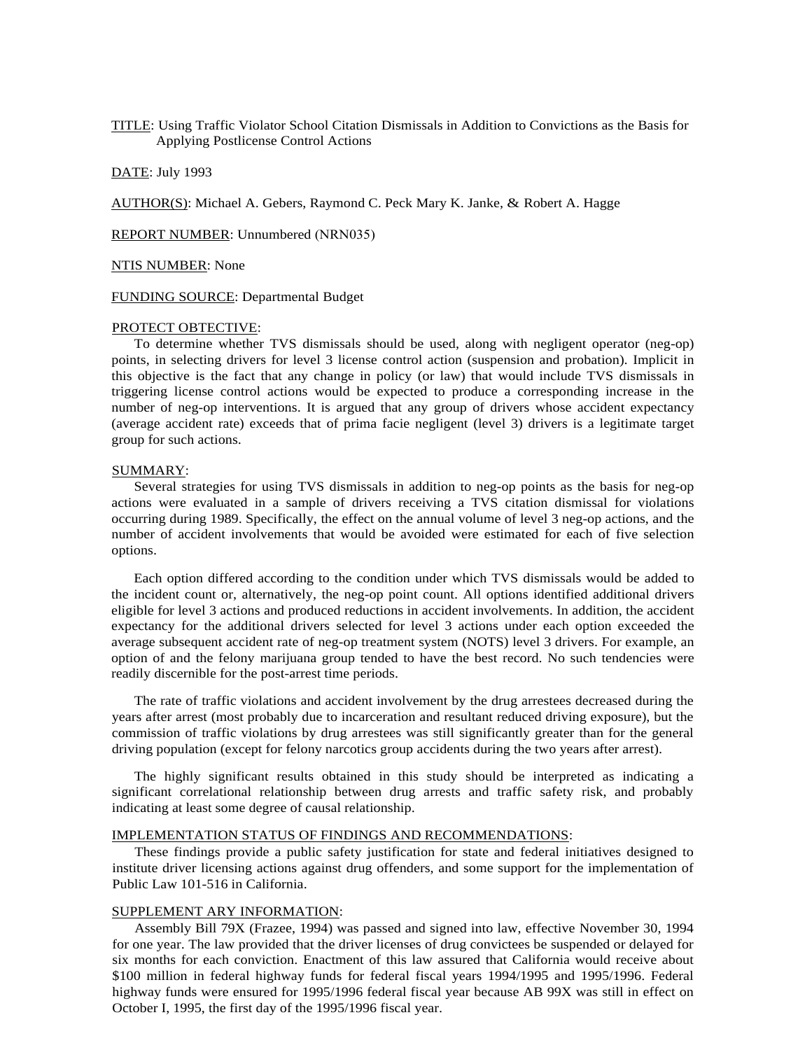TITLE: Using Traffic Violator School Citation Dismissals in Addition to Convictions as the Basis for Applying Postlicense Control Actions

DATE: July 1993

AUTHOR(S): Michael A. Gebers, Raymond C. Peck Mary K. Janke, & Robert A. Hagge

REPORT NUMBER: Unnumbered (NRN035)

NTIS NUMBER: None

FUNDING SOURCE: Departmental Budget

PROTECT OBJECTIVE:

To determine whether TVS dismissals should be used, along with negligent operator (neg-op) points, in selecting drivers for level 3 license control action (suspension and probation). Implicit in this objective is the fact that any change in policy (or law) that would include TVS dismissals in triggering license control actions would be expected to produce a corresponding increase in the number of neg-op interventions. It is argued that any group of drivers whose accident expectancy (average accident rate) exceeds that of prima facie negligent (level 3) drivers is a legitimate target group for such actions.

SUMMARY:

Several strategies for using TVS dismissals in addition to neg-op points as the basis for neg-op actions were evaluated in a sample of drivers receiving a TVS citation dismissal for violations occurring during 1989. Specifically, the effect on the annual volume of level 3 neg-op actions, and the number of accident involvements that would be avoided were estimated for each of five selection options.

Each option differed according to the condition under which TVS dismissals would be added to the incident count or, alternatively, the neg-op point count. All options identified additional drivers eligible for level 3 actions and produced reductions in accident involvements. In addition, the accident expectancy for the additional drivers selected for level 3 actions under each option exceeded the average subsequent accident rate of neg-op treatment system (NOTS) level 3 drivers. For example, an option of and the felony marijuana group tended to have the best record. No such tendencies were readily discernible for the post-arrest time periods.

The rate of traffic violations and accident involvement by the drug arrestees decreased during the years after arrest (most probably due to incarceration and resultant reduced driving exposure), but the commission of traffic violations by drug arrestees was still significantly greater than for the general driving population (except for felony narcotics group accidents during the two years after arrest).

The highly significant results obtained in this study should be interpreted as indicating a significant correlational relationship between drug arrests and traffic safety risk, and probably indicating at least some degree of causal relationship.

IMPLEMENTATION STATUS OF FINDINGS AND RECOMMENDATIONS:

These findings provide a public safety justification for state and federal initiatives designed to institute driver licensing actions against drug offenders, and some support for the implementation of Public Law 101-516 in California.

SUPPLEMENT ARY INFORMATION:

Assembly Bill 79X (Frazee, 1994) was passed and signed into law, effective November 30, 1994 for one year. The law provided that the driver licenses of drug convictees be suspended or delayed for six months for each conviction. Enactment of this law assured that California would receive about $100 million in federal highway funds for federal fiscal years 1994/1995 and 1995/1996. Federal highway funds were ensured for 1995/1996 federal fiscal year because AB 99X was still in effect on October I, 1995, the first day of the 1995/1996 fiscal year.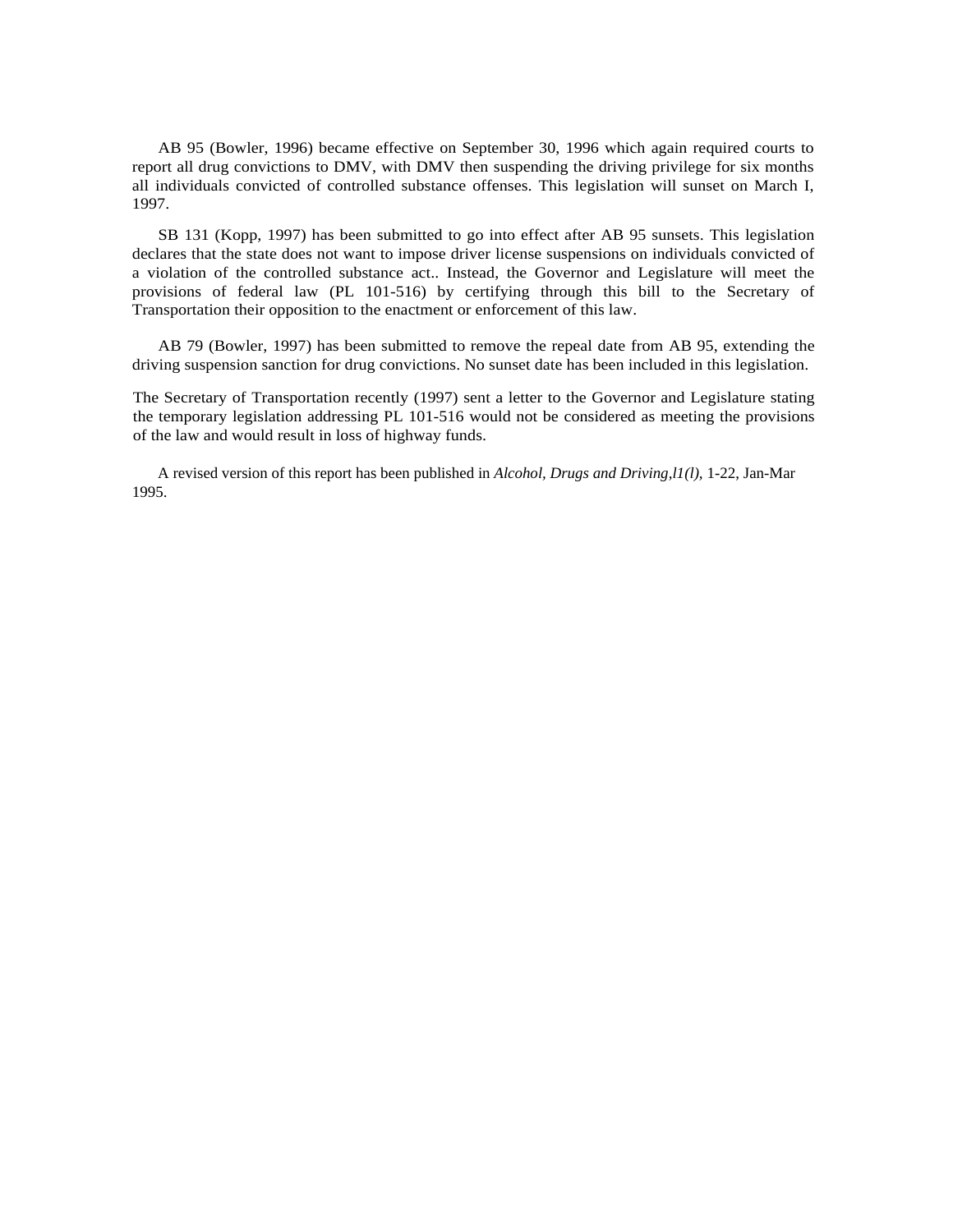AB 95 (Bowler, 1996) became effective on September 30, 1996 which again required courts to report all drug convictions to DMV, with DMV then suspending the driving privilege for six months all individuals convicted of controlled substance offenses. This legislation will sunset on March I, 1997.

SB 131 (Kopp, 1997) has been submitted to go into effect after AB 95 sunsets. This legislation declares that the state does not want to impose driver license suspensions on individuals convicted of a violation of the controlled substance act.. Instead, the Governor and Legislature will meet the provisions of federal law (PL 101-516) by certifying through this bill to the Secretary of Transportation their opposition to the enactment or enforcement of this law.

AB 79 (Bowler, 1997) has been submitted to remove the repeal date from AB 95, extending the driving suspension sanction for drug convictions. No sunset date has been included in this legislation.

The Secretary of Transportation recently (1997) sent a letter to the Governor and Legislature stating the temporary legislation addressing PL 101-516 would not be considered as meeting the provisions of the law and would result in loss of highway funds.

A revised version of this report has been published in *Alcohol, Drugs and Driving,l1(l)*, 1-22, Jan-Mar 1995.